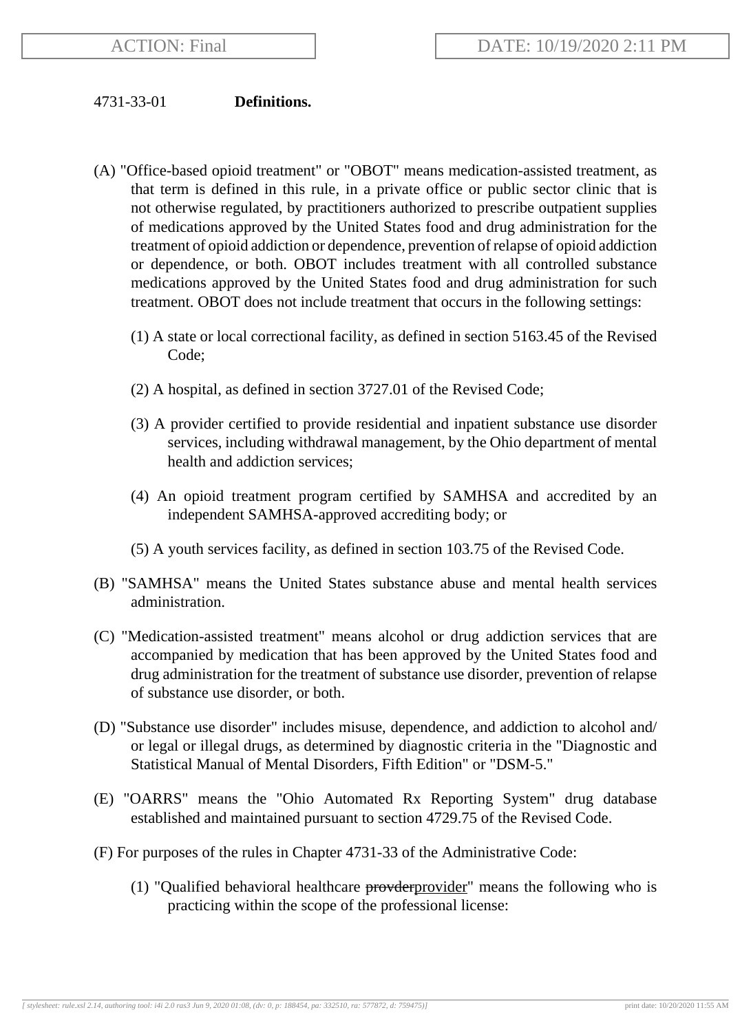ACTION: Final

DATE: 10/19/2020 2:11 PM

4731-33-01 **Definitions.**

(A) "Office-based opioid treatment" or "OBOT" means medication-assisted treatment, as that term is defined in this rule, in a private office or public sector clinic that is not otherwise regulated, by practitioners authorized to prescribe outpatient supplies of medications approved by the United States food and drug administration for the treatment of opioid addiction or dependence, prevention of relapse of opioid addiction or dependence, or both. OBOT includes treatment with all controlled substance medications approved by the United States food and drug administration for such treatment. OBOT does not include treatment that occurs in the following settings:

(1) A state or local correctional facility, as defined in section 5163.45 of the Revised Code;

(2) A hospital, as defined in section 3727.01 of the Revised Code;

(3) A provider certified to provide residential and inpatient substance use disorder services, including withdrawal management, by the Ohio department of mental health and addiction services;

(4) An opioid treatment program certified by SAMHSA and accredited by an independent SAMHSA-approved accrediting body; or

(5) A youth services facility, as defined in section 103.75 of the Revised Code.

(B) "SAMHSA" means the United States substance abuse and mental health services administration.

(C) "Medication-assisted treatment" means alcohol or drug addiction services that are accompanied by medication that has been approved by the United States food and drug administration for the treatment of substance use disorder, prevention of relapse of substance use disorder, or both.

(D) "Substance use disorder" includes misuse, dependence, and addiction to alcohol and/or legal or illegal drugs, as determined by diagnostic criteria in the "Diagnostic and Statistical Manual of Mental Disorders, Fifth Edition" or "DSM-5."

(E) "OARRS" means the "Ohio Automated Rx Reporting System" drug database established and maintained pursuant to section 4729.75 of the Revised Code.

(F) For purposes of the rules in Chapter 4731-33 of the Administrative Code:

(1) "Qualified behavioral healthcare ~~provder~~provider" means the following who is practicing within the scope of the professional license: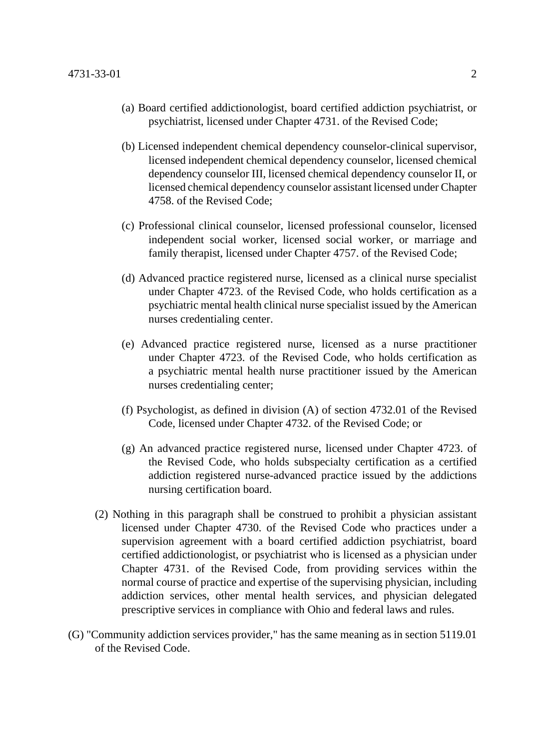(a) Board certified addictionologist, board certified addiction psychiatrist, or psychiatrist, licensed under Chapter 4731. of the Revised Code;

(b) Licensed independent chemical dependency counselor-clinical supervisor, licensed independent chemical dependency counselor, licensed chemical dependency counselor III, licensed chemical dependency counselor II, or licensed chemical dependency counselor assistant licensed under Chapter 4758. of the Revised Code;

(c) Professional clinical counselor, licensed professional counselor, licensed independent social worker, licensed social worker, or marriage and family therapist, licensed under Chapter 4757. of the Revised Code;

(d) Advanced practice registered nurse, licensed as a clinical nurse specialist under Chapter 4723. of the Revised Code, who holds certification as a psychiatric mental health clinical nurse specialist issued by the American nurses credentialing center.

(e) Advanced practice registered nurse, licensed as a nurse practitioner under Chapter 4723. of the Revised Code, who holds certification as a psychiatric mental health nurse practitioner issued by the American nurses credentialing center;

(f) Psychologist, as defined in division (A) of section 4732.01 of the Revised Code, licensed under Chapter 4732. of the Revised Code; or

(g) An advanced practice registered nurse, licensed under Chapter 4723. of the Revised Code, who holds subspecialty certification as a certified addiction registered nurse-advanced practice issued by the addictions nursing certification board.

(2) Nothing in this paragraph shall be construed to prohibit a physician assistant licensed under Chapter 4730. of the Revised Code who practices under a supervision agreement with a board certified addiction psychiatrist, board certified addictionologist, or psychiatrist who is licensed as a physician under Chapter 4731. of the Revised Code, from providing services within the normal course of practice and expertise of the supervising physician, including addiction services, other mental health services, and physician delegated prescriptive services in compliance with Ohio and federal laws and rules.

(G) "Community addiction services provider," has the same meaning as in section 5119.01 of the Revised Code.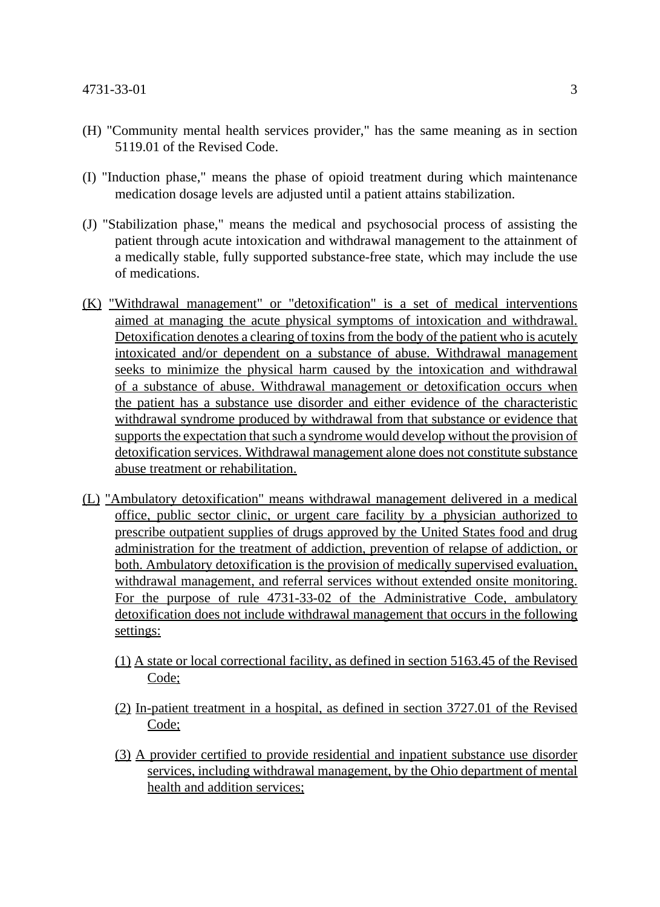(H) "Community mental health services provider," has the same meaning as in section 5119.01 of the Revised Code.

(I) "Induction phase," means the phase of opioid treatment during which maintenance medication dosage levels are adjusted until a patient attains stabilization.

(J) "Stabilization phase," means the medical and psychosocial process of assisting the patient through acute intoxication and withdrawal management to the attainment of a medically stable, fully supported substance-free state, which may include the use of medications.

(K) "Withdrawal management" or "detoxification" is a set of medical interventions aimed at managing the acute physical symptoms of intoxication and withdrawal. Detoxification denotes a clearing of toxins from the body of the patient who is acutely intoxicated and/or dependent on a substance of abuse. Withdrawal management seeks to minimize the physical harm caused by the intoxication and withdrawal of a substance of abuse. Withdrawal management or detoxification occurs when the patient has a substance use disorder and either evidence of the characteristic withdrawal syndrome produced by withdrawal from that substance or evidence that supports the expectation that such a syndrome would develop without the provision of detoxification services. Withdrawal management alone does not constitute substance abuse treatment or rehabilitation.

(L) "Ambulatory detoxification" means withdrawal management delivered in a medical office, public sector clinic, or urgent care facility by a physician authorized to prescribe outpatient supplies of drugs approved by the United States food and drug administration for the treatment of addiction, prevention of relapse of addiction, or both. Ambulatory detoxification is the provision of medically supervised evaluation, withdrawal management, and referral services without extended onsite monitoring. For the purpose of rule 4731-33-02 of the Administrative Code, ambulatory detoxification does not include withdrawal management that occurs in the following settings:

(1) A state or local correctional facility, as defined in section 5163.45 of the Revised Code;

(2) In-patient treatment in a hospital, as defined in section 3727.01 of the Revised Code;

(3) A provider certified to provide residential and inpatient substance use disorder services, including withdrawal management, by the Ohio department of mental health and addition services;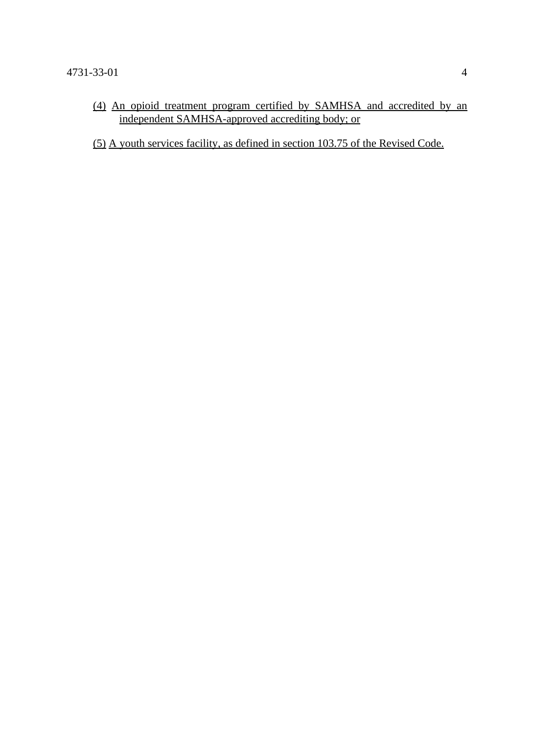(4) An opioid treatment program certified by SAMHSA and accredited by an independent SAMHSA-approved accrediting body; or

(5) A youth services facility, as defined in section 103.75 of the Revised Code.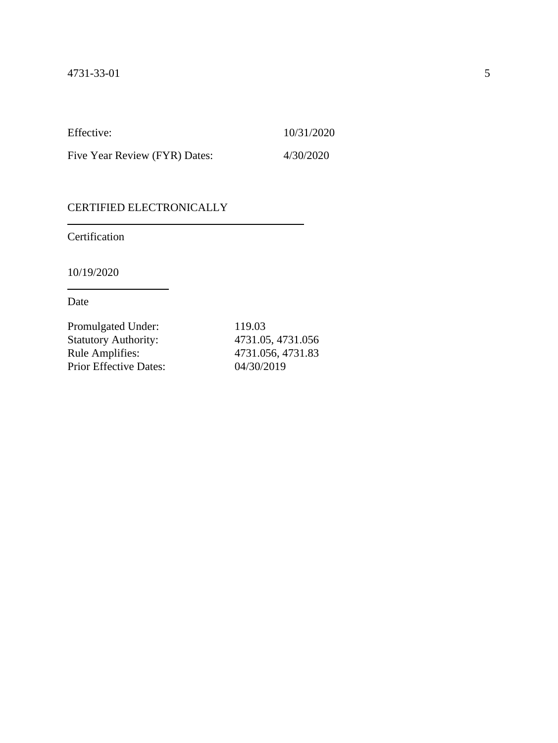Effective: 10/31/2020

Five Year Review (FYR) Dates: 4/30/2020

CERTIFIED ELECTRONICALLY

---

Certification

10/19/2020

---

Date

| | |
|---|---|
| Promulgated Under: | 119.03 |
| Statutory Authority: | 4731.05, 4731.056 |
| Rule Amplifies: | 4731.056, 4731.83 |
| Prior Effective Dates: | 04/30/2019 |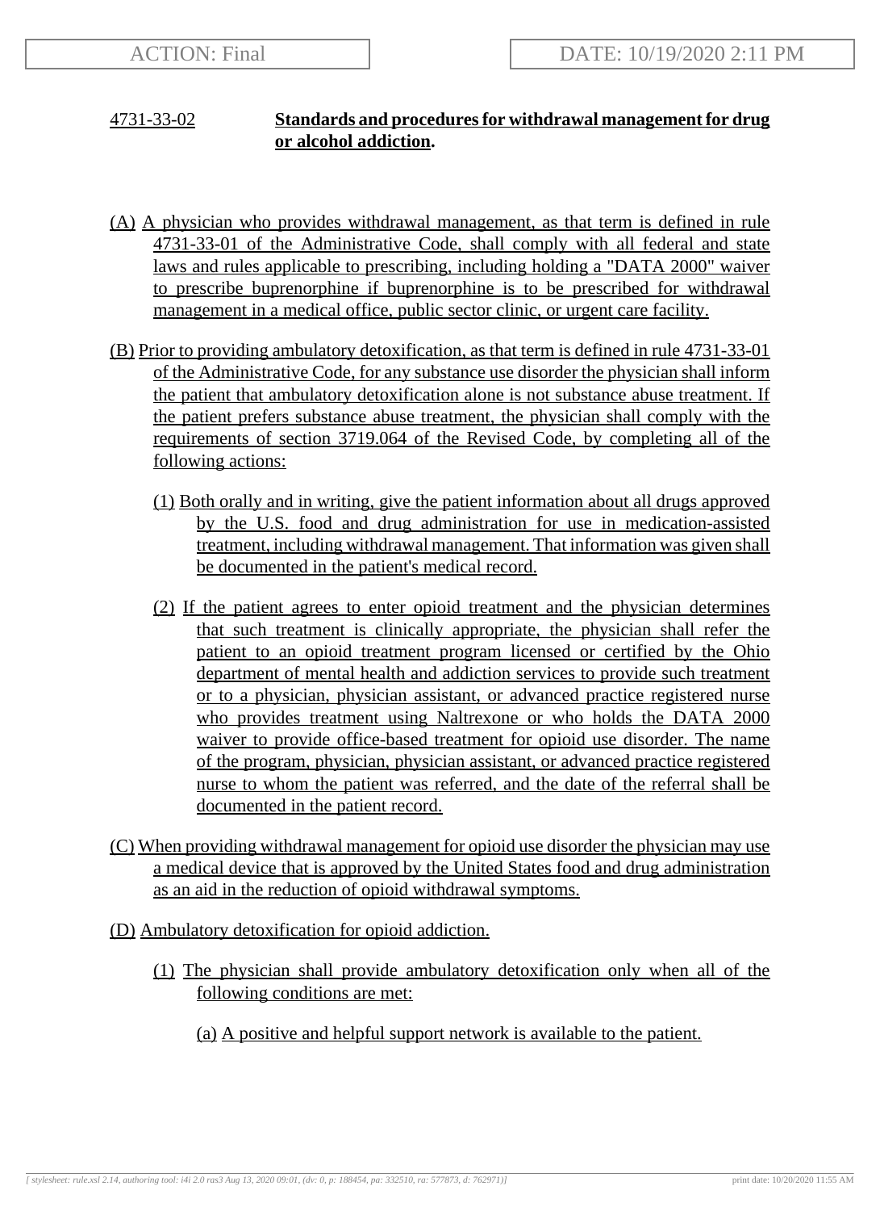ACTION: Final | DATE: 10/19/2020 2:11 PM

**4731-33-02 Standards and procedures for withdrawal management for drug or alcohol addiction.**

(A) A physician who provides withdrawal management, as that term is defined in rule 4731-33-01 of the Administrative Code, shall comply with all federal and state laws and rules applicable to prescribing, including holding a "DATA 2000" waiver to prescribe buprenorphine if buprenorphine is to be prescribed for withdrawal management in a medical office, public sector clinic, or urgent care facility.

(B) Prior to providing ambulatory detoxification, as that term is defined in rule 4731-33-01 of the Administrative Code, for any substance use disorder the physician shall inform the patient that ambulatory detoxification alone is not substance abuse treatment. If the patient prefers substance abuse treatment, the physician shall comply with the requirements of section 3719.064 of the Revised Code, by completing all of the following actions:

(1) Both orally and in writing, give the patient information about all drugs approved by the U.S. food and drug administration for use in medication-assisted treatment, including withdrawal management. That information was given shall be documented in the patient's medical record.

(2) If the patient agrees to enter opioid treatment and the physician determines that such treatment is clinically appropriate, the physician shall refer the patient to an opioid treatment program licensed or certified by the Ohio department of mental health and addiction services to provide such treatment or to a physician, physician assistant, or advanced practice registered nurse who provides treatment using Naltrexone or who holds the DATA 2000 waiver to provide office-based treatment for opioid use disorder. The name of the program, physician, physician assistant, or advanced practice registered nurse to whom the patient was referred, and the date of the referral shall be documented in the patient record.

(C) When providing withdrawal management for opioid use disorder the physician may use a medical device that is approved by the United States food and drug administration as an aid in the reduction of opioid withdrawal symptoms.

(D) Ambulatory detoxification for opioid addiction.

(1) The physician shall provide ambulatory detoxification only when all of the following conditions are met:

(a) A positive and helpful support network is available to the patient.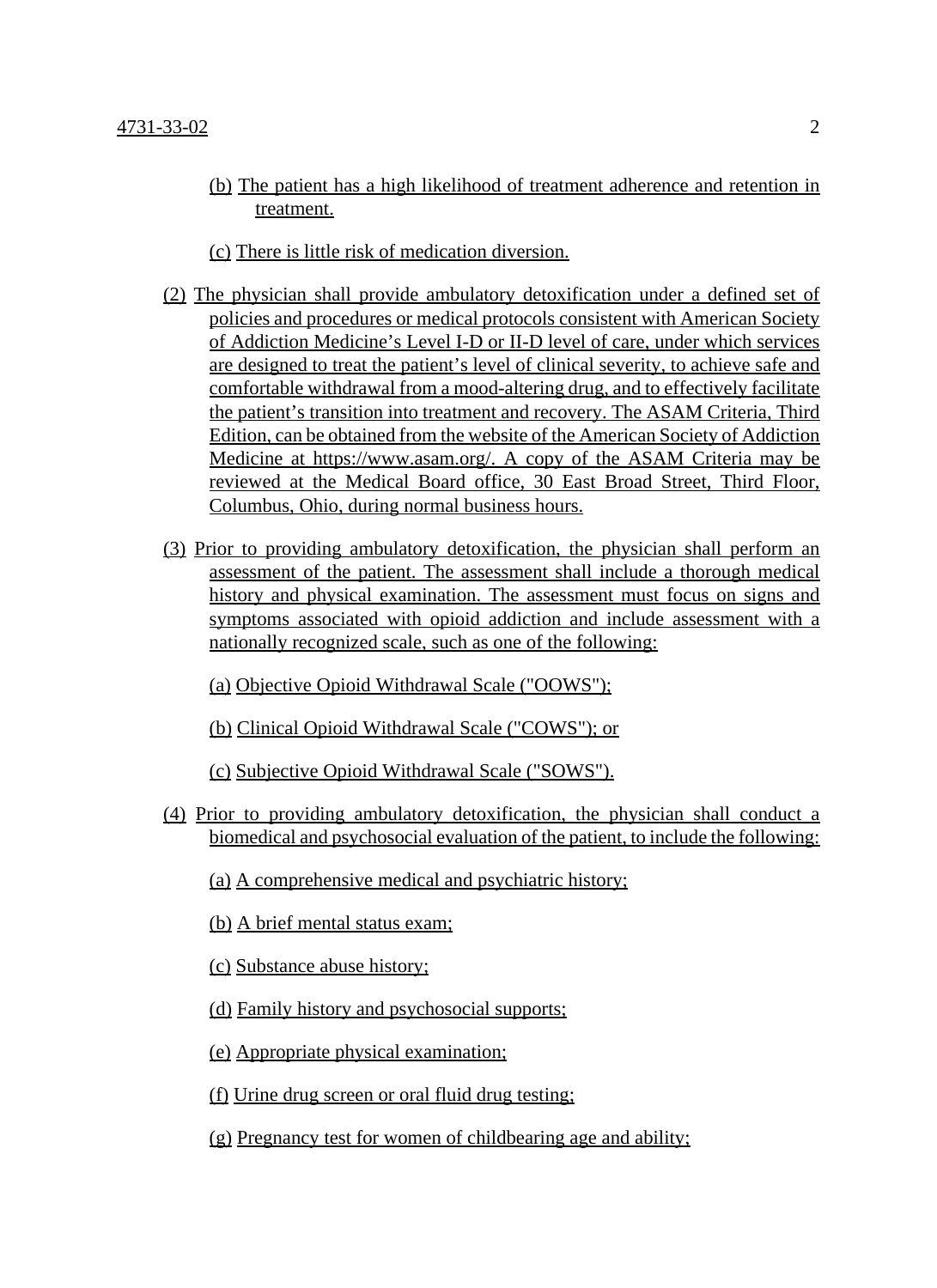(b) The patient has a high likelihood of treatment adherence and retention in treatment.

(c) There is little risk of medication diversion.

(2) The physician shall provide ambulatory detoxification under a defined set of policies and procedures or medical protocols consistent with American Society of Addiction Medicine's Level I-D or II-D level of care, under which services are designed to treat the patient's level of clinical severity, to achieve safe and comfortable withdrawal from a mood-altering drug, and to effectively facilitate the patient's transition into treatment and recovery. The ASAM Criteria, Third Edition, can be obtained from the website of the American Society of Addiction Medicine at https://www.asam.org/. A copy of the ASAM Criteria may be reviewed at the Medical Board office, 30 East Broad Street, Third Floor, Columbus, Ohio, during normal business hours.

(3) Prior to providing ambulatory detoxification, the physician shall perform an assessment of the patient. The assessment shall include a thorough medical history and physical examination. The assessment must focus on signs and symptoms associated with opioid addiction and include assessment with a nationally recognized scale, such as one of the following:

(a) Objective Opioid Withdrawal Scale ("OOWS");

(b) Clinical Opioid Withdrawal Scale ("COWS"); or

(c) Subjective Opioid Withdrawal Scale ("SOWS").

(4) Prior to providing ambulatory detoxification, the physician shall conduct a biomedical and psychosocial evaluation of the patient, to include the following:

(a) A comprehensive medical and psychiatric history;

(b) A brief mental status exam;

(c) Substance abuse history;

(d) Family history and psychosocial supports;

(e) Appropriate physical examination;

(f) Urine drug screen or oral fluid drug testing;

(g) Pregnancy test for women of childbearing age and ability;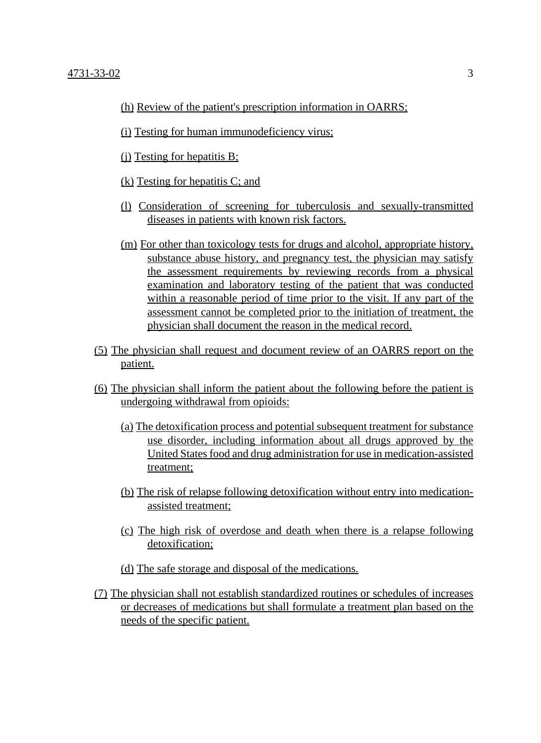(h) Review of the patient's prescription information in OARRS;

(i) Testing for human immunodeficiency virus;

(j) Testing for hepatitis B;

(k) Testing for hepatitis C; and

(l) Consideration of screening for tuberculosis and sexually-transmitted diseases in patients with known risk factors.

(m) For other than toxicology tests for drugs and alcohol, appropriate history, substance abuse history, and pregnancy test, the physician may satisfy the assessment requirements by reviewing records from a physical examination and laboratory testing of the patient that was conducted within a reasonable period of time prior to the visit. If any part of the assessment cannot be completed prior to the initiation of treatment, the physician shall document the reason in the medical record.

(5) The physician shall request and document review of an OARRS report on the patient.

(6) The physician shall inform the patient about the following before the patient is undergoing withdrawal from opioids:

(a) The detoxification process and potential subsequent treatment for substance use disorder, including information about all drugs approved by the United States food and drug administration for use in medication-assisted treatment;

(b) The risk of relapse following detoxification without entry into medication-assisted treatment;

(c) The high risk of overdose and death when there is a relapse following detoxification;

(d) The safe storage and disposal of the medications.

(7) The physician shall not establish standardized routines or schedules of increases or decreases of medications but shall formulate a treatment plan based on the needs of the specific patient.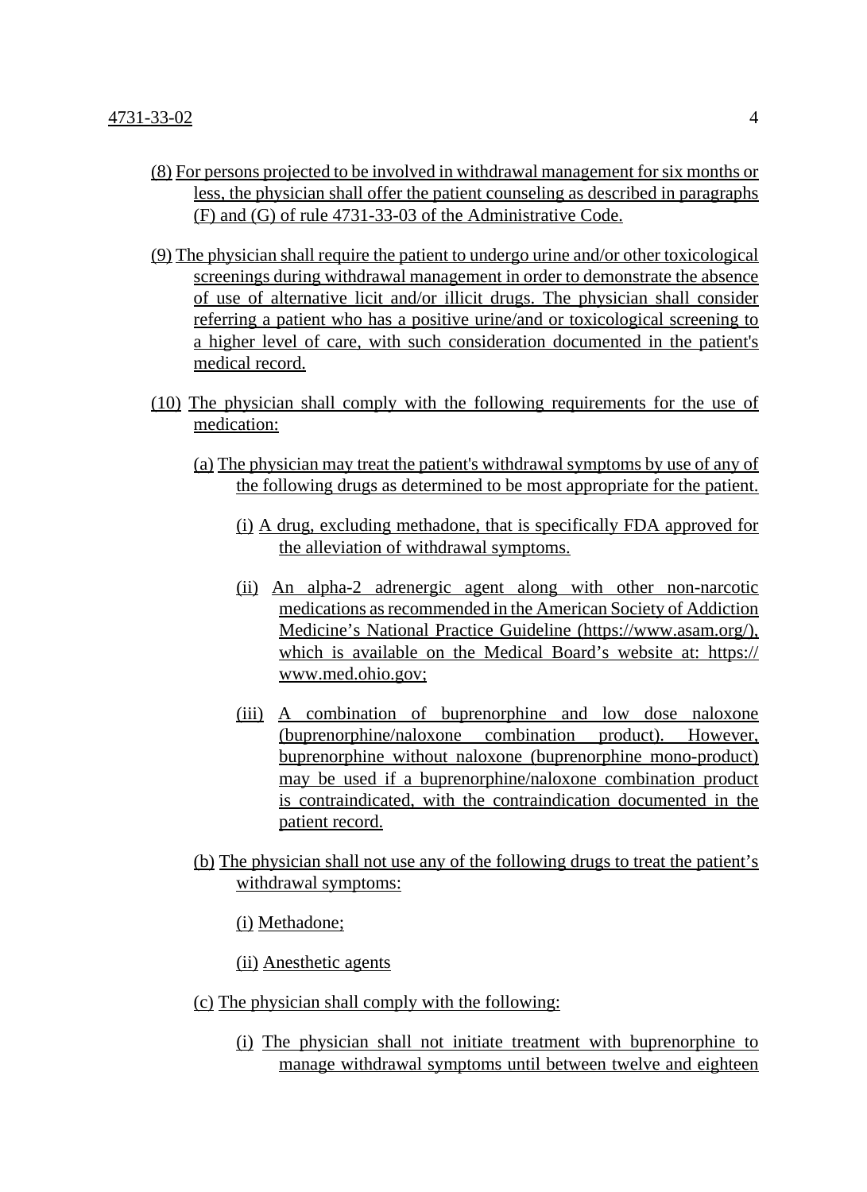(8) For persons projected to be involved in withdrawal management for six months or less, the physician shall offer the patient counseling as described in paragraphs (F) and (G) of rule 4731-33-03 of the Administrative Code.

(9) The physician shall require the patient to undergo urine and/or other toxicological screenings during withdrawal management in order to demonstrate the absence of use of alternative licit and/or illicit drugs. The physician shall consider referring a patient who has a positive urine/and or toxicological screening to a higher level of care, with such consideration documented in the patient's medical record.

(10) The physician shall comply with the following requirements for the use of medication:

(a) The physician may treat the patient's withdrawal symptoms by use of any of the following drugs as determined to be most appropriate for the patient.

(i) A drug, excluding methadone, that is specifically FDA approved for the alleviation of withdrawal symptoms.

(ii) An alpha-2 adrenergic agent along with other non-narcotic medications as recommended in the American Society of Addiction Medicine's National Practice Guideline (https://www.asam.org/), which is available on the Medical Board's website at: https://www.med.ohio.gov;

(iii) A combination of buprenorphine and low dose naloxone (buprenorphine/naloxone combination product). However, buprenorphine without naloxone (buprenorphine mono-product) may be used if a buprenorphine/naloxone combination product is contraindicated, with the contraindication documented in the patient record.

(b) The physician shall not use any of the following drugs to treat the patient's withdrawal symptoms:

(i) Methadone;

(ii) Anesthetic agents

(c) The physician shall comply with the following:

(i) The physician shall not initiate treatment with buprenorphine to manage withdrawal symptoms until between twelve and eighteen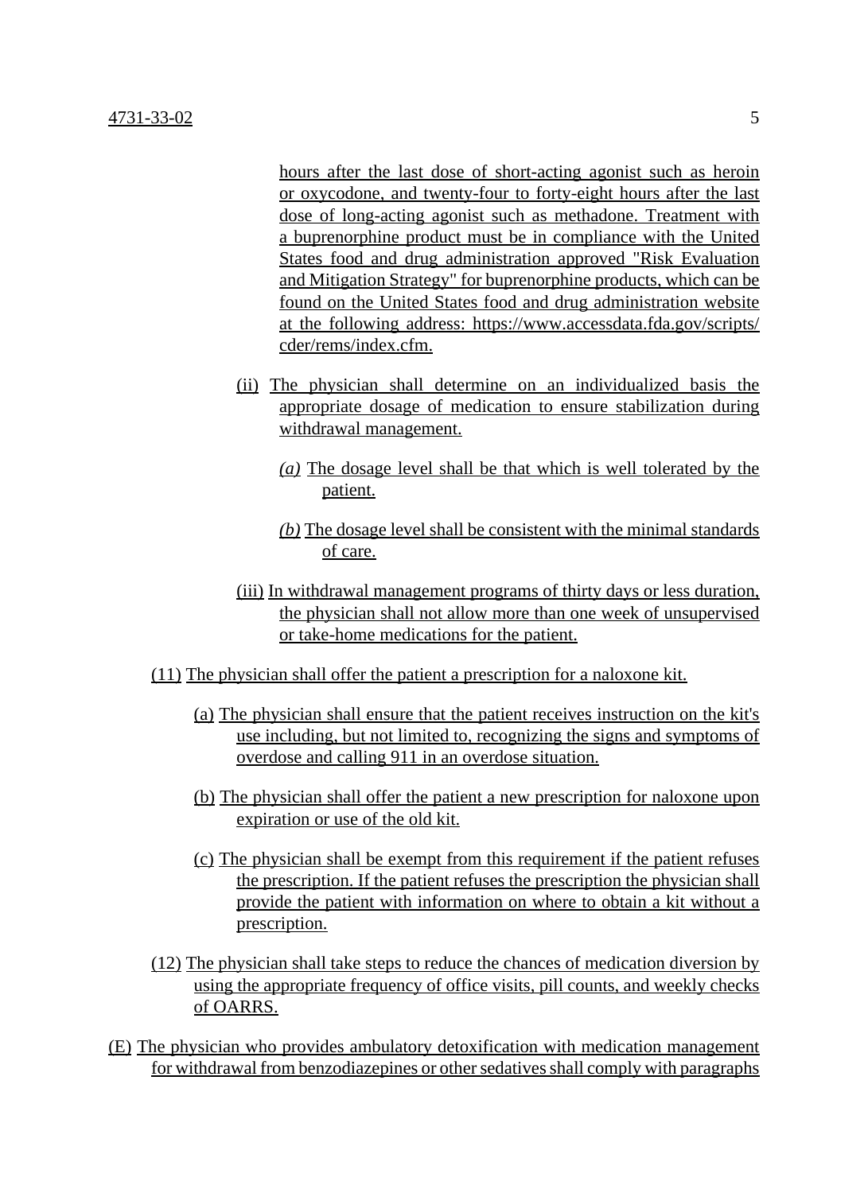hours after the last dose of short-acting agonist such as heroin or oxycodone, and twenty-four to forty-eight hours after the last dose of long-acting agonist such as methadone. Treatment with a buprenorphine product must be in compliance with the United States food and drug administration approved "Risk Evaluation and Mitigation Strategy" for buprenorphine products, which can be found on the United States food and drug administration website at the following address: https://www.accessdata.fda.gov/scripts/cder/rems/index.cfm.

(ii) The physician shall determine on an individualized basis the appropriate dosage of medication to ensure stabilization during withdrawal management.

*(a)* The dosage level shall be that which is well tolerated by the patient.

*(b)* The dosage level shall be consistent with the minimal standards of care.

(iii) In withdrawal management programs of thirty days or less duration, the physician shall not allow more than one week of unsupervised or take-home medications for the patient.

(11) The physician shall offer the patient a prescription for a naloxone kit.

(a) The physician shall ensure that the patient receives instruction on the kit's use including, but not limited to, recognizing the signs and symptoms of overdose and calling 911 in an overdose situation.

(b) The physician shall offer the patient a new prescription for naloxone upon expiration or use of the old kit.

(c) The physician shall be exempt from this requirement if the patient refuses the prescription. If the patient refuses the prescription the physician shall provide the patient with information on where to obtain a kit without a prescription.

(12) The physician shall take steps to reduce the chances of medication diversion by using the appropriate frequency of office visits, pill counts, and weekly checks of OARRS.

(E) The physician who provides ambulatory detoxification with medication management for withdrawal from benzodiazepines or other sedatives shall comply with paragraphs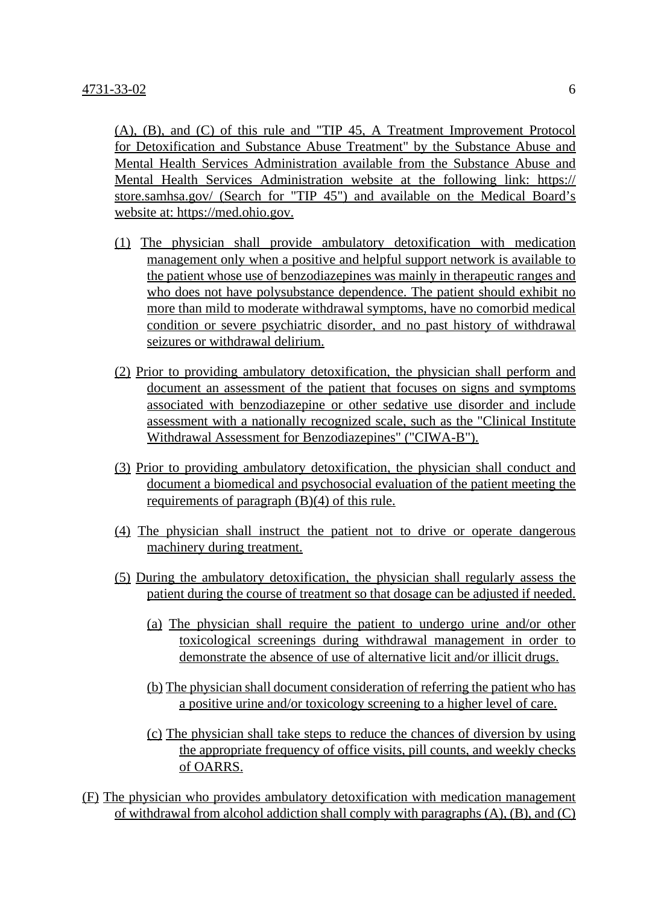(A), (B), and (C) of this rule and "TIP 45, A Treatment Improvement Protocol for Detoxification and Substance Abuse Treatment" by the Substance Abuse and Mental Health Services Administration available from the Substance Abuse and Mental Health Services Administration website at the following link: https://store.samhsa.gov/ (Search for "TIP 45") and available on the Medical Board's website at: https://med.ohio.gov.

(1) The physician shall provide ambulatory detoxification with medication management only when a positive and helpful support network is available to the patient whose use of benzodiazepines was mainly in therapeutic ranges and who does not have polysubstance dependence. The patient should exhibit no more than mild to moderate withdrawal symptoms, have no comorbid medical condition or severe psychiatric disorder, and no past history of withdrawal seizures or withdrawal delirium.

(2) Prior to providing ambulatory detoxification, the physician shall perform and document an assessment of the patient that focuses on signs and symptoms associated with benzodiazepine or other sedative use disorder and include assessment with a nationally recognized scale, such as the "Clinical Institute Withdrawal Assessment for Benzodiazepines" ("CIWA-B").

(3) Prior to providing ambulatory detoxification, the physician shall conduct and document a biomedical and psychosocial evaluation of the patient meeting the requirements of paragraph (B)(4) of this rule.

(4) The physician shall instruct the patient not to drive or operate dangerous machinery during treatment.

(5) During the ambulatory detoxification, the physician shall regularly assess the patient during the course of treatment so that dosage can be adjusted if needed.

(a) The physician shall require the patient to undergo urine and/or other toxicological screenings during withdrawal management in order to demonstrate the absence of use of alternative licit and/or illicit drugs.

(b) The physician shall document consideration of referring the patient who has a positive urine and/or toxicology screening to a higher level of care.

(c) The physician shall take steps to reduce the chances of diversion by using the appropriate frequency of office visits, pill counts, and weekly checks of OARRS.

(F) The physician who provides ambulatory detoxification with medication management of withdrawal from alcohol addiction shall comply with paragraphs (A), (B), and (C)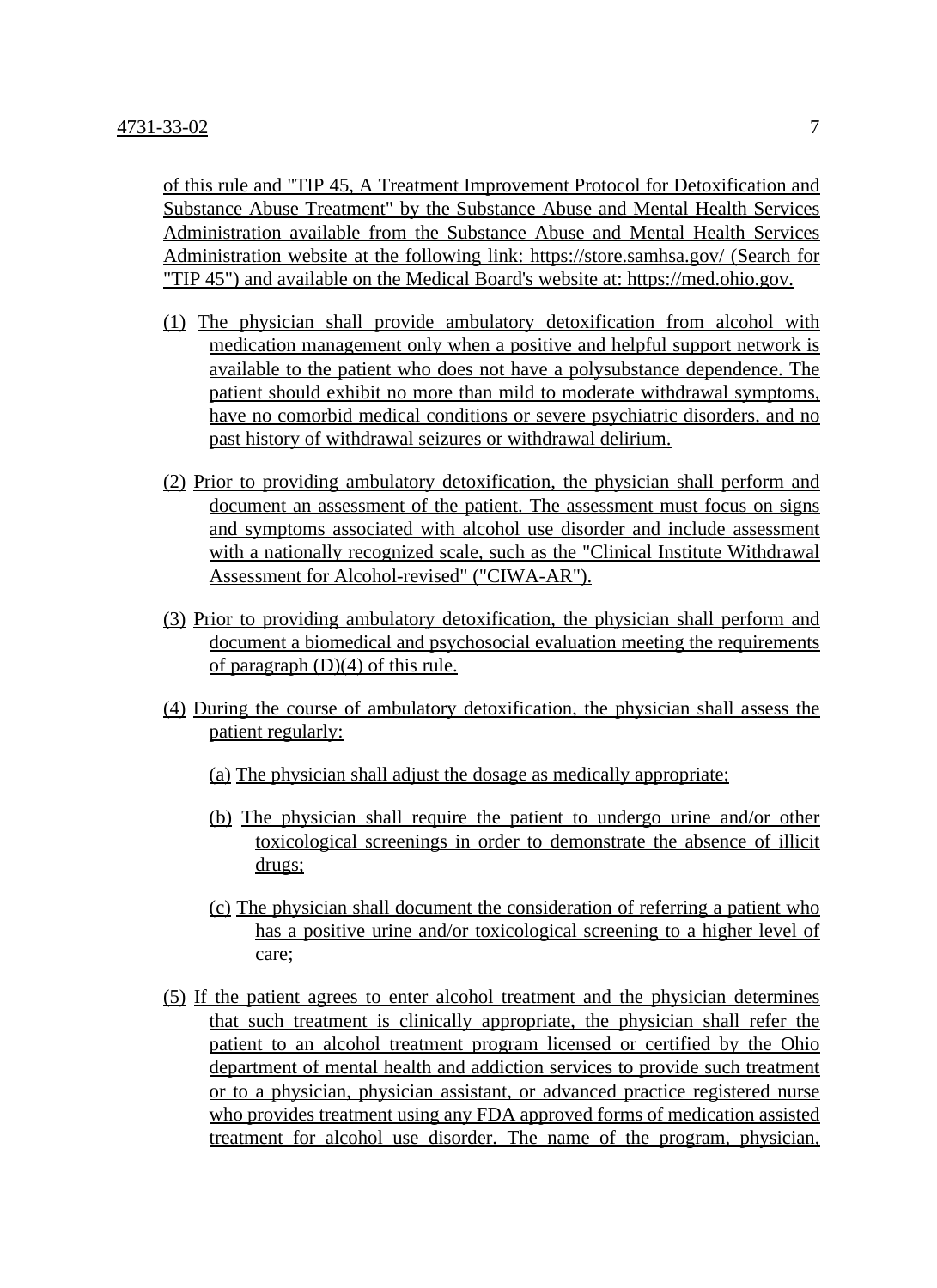of this rule and "TIP 45, A Treatment Improvement Protocol for Detoxification and Substance Abuse Treatment" by the Substance Abuse and Mental Health Services Administration available from the Substance Abuse and Mental Health Services Administration website at the following link: https://store.samhsa.gov/ (Search for "TIP 45") and available on the Medical Board's website at: https://med.ohio.gov.

(1) The physician shall provide ambulatory detoxification from alcohol with medication management only when a positive and helpful support network is available to the patient who does not have a polysubstance dependence. The patient should exhibit no more than mild to moderate withdrawal symptoms, have no comorbid medical conditions or severe psychiatric disorders, and no past history of withdrawal seizures or withdrawal delirium.

(2) Prior to providing ambulatory detoxification, the physician shall perform and document an assessment of the patient. The assessment must focus on signs and symptoms associated with alcohol use disorder and include assessment with a nationally recognized scale, such as the "Clinical Institute Withdrawal Assessment for Alcohol-revised" ("CIWA-AR").

(3) Prior to providing ambulatory detoxification, the physician shall perform and document a biomedical and psychosocial evaluation meeting the requirements of paragraph (D)(4) of this rule.

(4) During the course of ambulatory detoxification, the physician shall assess the patient regularly:

    (a) The physician shall adjust the dosage as medically appropriate;

    (b) The physician shall require the patient to undergo urine and/or other toxicological screenings in order to demonstrate the absence of illicit drugs;

    (c) The physician shall document the consideration of referring a patient who has a positive urine and/or toxicological screening to a higher level of care;

(5) If the patient agrees to enter alcohol treatment and the physician determines that such treatment is clinically appropriate, the physician shall refer the patient to an alcohol treatment program licensed or certified by the Ohio department of mental health and addiction services to provide such treatment or to a physician, physician assistant, or advanced practice registered nurse who provides treatment using any FDA approved forms of medication assisted treatment for alcohol use disorder. The name of the program, physician,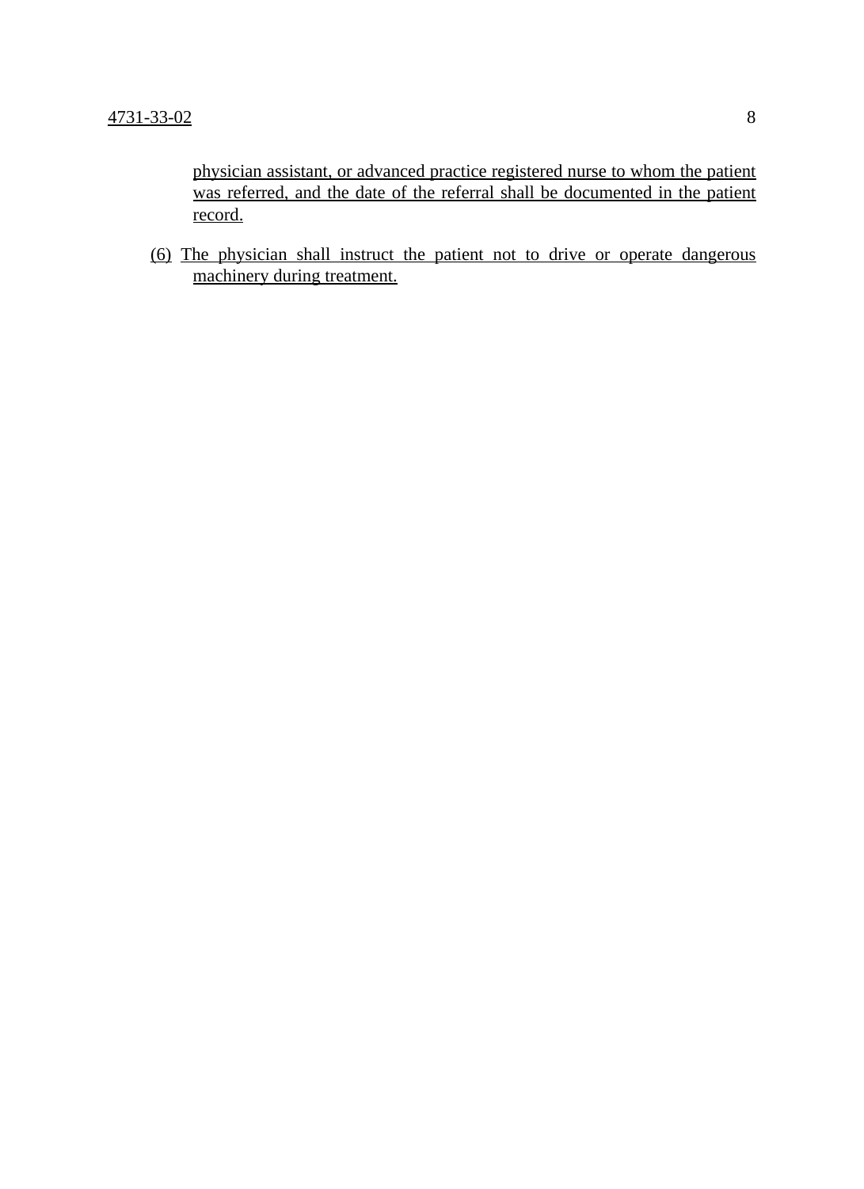physician assistant, or advanced practice registered nurse to whom the patient was referred, and the date of the referral shall be documented in the patient record.

(6) The physician shall instruct the patient not to drive or operate dangerous machinery during treatment.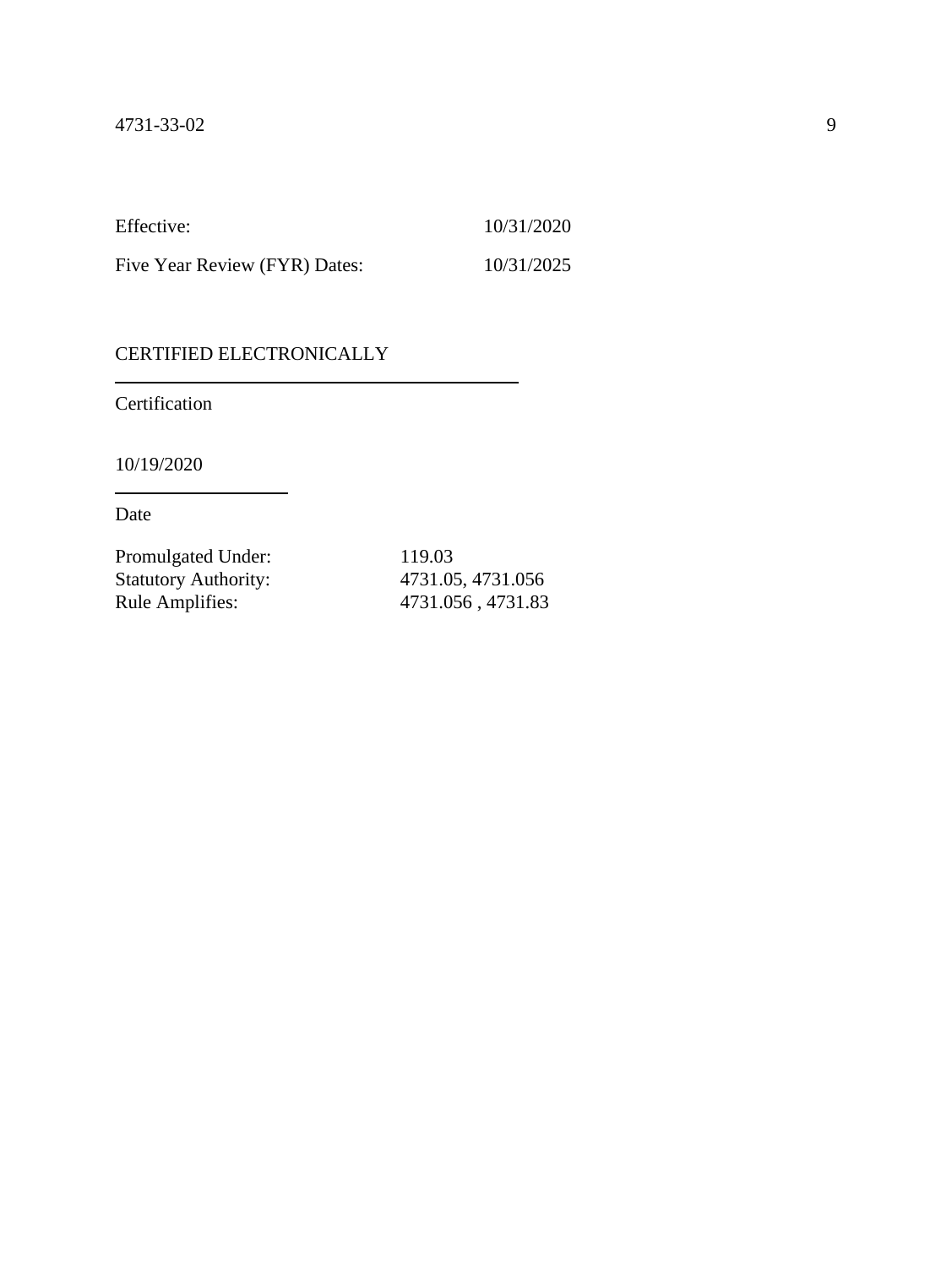| | |
|---|---|
| Effective: | 10/31/2020 |
| Five Year Review (FYR) Dates: | 10/31/2025 |

CERTIFIED ELECTRONICALLY

Certification

10/19/2020

Date

| | |
|---|---|
| Promulgated Under: | 119.03 |
| Statutory Authority: | 4731.05, 4731.056 |
| Rule Amplifies: | 4731.056 , 4731.83 |